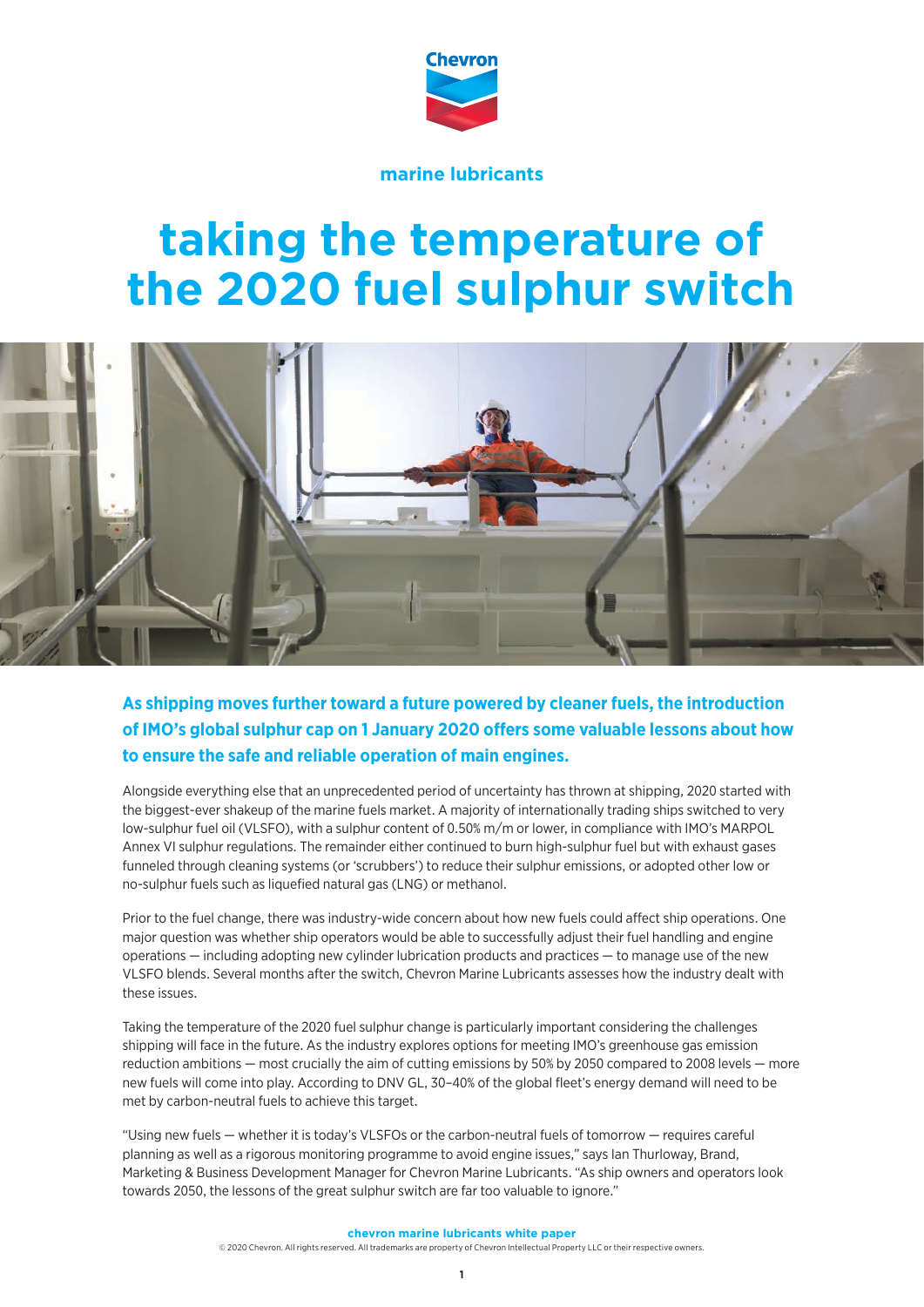marine lubricants

# taking the temperature of the 2020 fuel sulphur switch

**As shipping moves further toward a future powered by cleaner fuels, the introduction of IMO's global sulphur cap on 1 January 2020 offers some valuable lessons about how to ensure the safe and reliable operation of main engines.**

Alongside everything else that an unprecedented period of uncertainty has thrown at shipping, 2020 started with the biggest-ever shakeup of the marine fuels market. A majority of internationally trading ships switched to very low-sulphur fuel oil (VLSFO), with a sulphur content of 0.50% m/m or lower, in compliance with IMO's MARPOL Annex VI sulphur regulations. The remainder either continued to burn high-sulphur fuel but with exhaust gases funneled through cleaning systems (or 'scrubbers') to reduce their sulphur emissions, or adopted other low or no-sulphur fuels such as liquefied natural gas (LNG) or methanol.

Prior to the fuel change, there was industry-wide concern about how new fuels could affect ship operations. One major question was whether ship operators would be able to successfully adjust their fuel handling and engine operations — including adopting new cylinder lubrication products and practices — to manage use of the new VLSFO blends. Several months after the switch, Chevron Marine Lubricants assesses how the industry dealt with these issues.

Taking the temperature of the 2020 fuel sulphur change is particularly important considering the challenges shipping will face in the future. As the industry explores options for meeting IMO's greenhouse gas emission reduction ambitions — most crucially the aim of cutting emissions by 50% by 2050 compared to 2008 levels — more new fuels will come into play. According to DNV GL, 30–40% of the global fleet's energy demand will need to be met by carbon-neutral fuels to achieve this target.

"Using new fuels — whether it is today's VLSFOs or the carbon-neutral fuels of tomorrow — requires careful planning as well as a rigorous monitoring programme to avoid engine issues," says Ian Thurloway, Brand, Marketing & Business Development Manager for Chevron Marine Lubricants. "As ship owners and operators look towards 2050, the lessons of the great sulphur switch are far too valuable to ignore."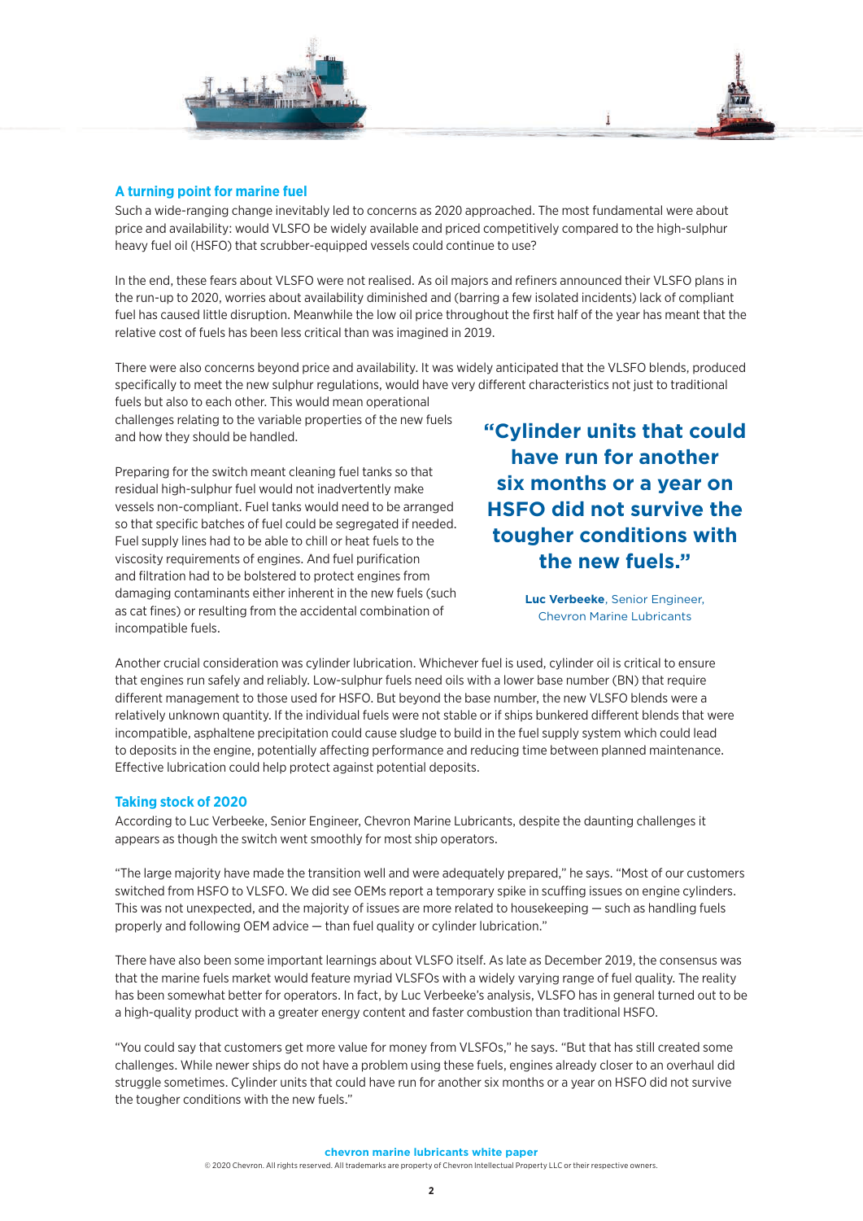## A turning point for marine fuel

Such a wide-ranging change inevitably led to concerns as 2020 approached. The most fundamental were about price and availability: would VLSFO be widely available and priced competitively compared to the high-sulphur heavy fuel oil (HSFO) that scrubber-equipped vessels could continue to use?

In the end, these fears about VLSFO were not realised. As oil majors and refiners announced their VLSFO plans in the run-up to 2020, worries about availability diminished and (barring a few isolated incidents) lack of compliant fuel has caused little disruption. Meanwhile the low oil price throughout the first half of the year has meant that the relative cost of fuels has been less critical than was imagined in 2019.

There were also concerns beyond price and availability. It was widely anticipated that the VLSFO blends, produced specifically to meet the new sulphur regulations, would have very different characteristics not just to traditional fuels but also to each other. This would mean operational challenges relating to the variable properties of the new fuels and how they should be handled.

Preparing for the switch meant cleaning fuel tanks so that residual high-sulphur fuel would not inadvertently make vessels non-compliant. Fuel tanks would need to be arranged so that specific batches of fuel could be segregated if needed. Fuel supply lines had to be able to chill or heat fuels to the viscosity requirements of engines. And fuel purification and filtration had to be bolstered to protect engines from damaging contaminants either inherent in the new fuels (such as cat fines) or resulting from the accidental combination of incompatible fuels.

> **"Cylinder units that could have run for another six months or a year on HSFO did not survive the tougher conditions with the new fuels."**
>
> **Luc Verbeeke**, Senior Engineer, Chevron Marine Lubricants

Another crucial consideration was cylinder lubrication. Whichever fuel is used, cylinder oil is critical to ensure that engines run safely and reliably. Low-sulphur fuels need oils with a lower base number (BN) that require different management to those used for HSFO. But beyond the base number, the new VLSFO blends were a relatively unknown quantity. If the individual fuels were not stable or if ships bunkered different blends that were incompatible, asphaltene precipitation could cause sludge to build in the fuel supply system which could lead to deposits in the engine, potentially affecting performance and reducing time between planned maintenance. Effective lubrication could help protect against potential deposits.

## Taking stock of 2020

According to Luc Verbeeke, Senior Engineer, Chevron Marine Lubricants, despite the daunting challenges it appears as though the switch went smoothly for most ship operators.

"The large majority have made the transition well and were adequately prepared," he says. "Most of our customers switched from HSFO to VLSFO. We did see OEMs report a temporary spike in scuffing issues on engine cylinders. This was not unexpected, and the majority of issues are more related to housekeeping — such as handling fuels properly and following OEM advice — than fuel quality or cylinder lubrication."

There have also been some important learnings about VLSFO itself. As late as December 2019, the consensus was that the marine fuels market would feature myriad VLSFOs with a widely varying range of fuel quality. The reality has been somewhat better for operators. In fact, by Luc Verbeeke's analysis, VLSFO has in general turned out to be a high-quality product with a greater energy content and faster combustion than traditional HSFO.

"You could say that customers get more value for money from VLSFOs," he says. "But that has still created some challenges. While newer ships do not have a problem using these fuels, engines already closer to an overhaul did struggle sometimes. Cylinder units that could have run for another six months or a year on HSFO did not survive the tougher conditions with the new fuels."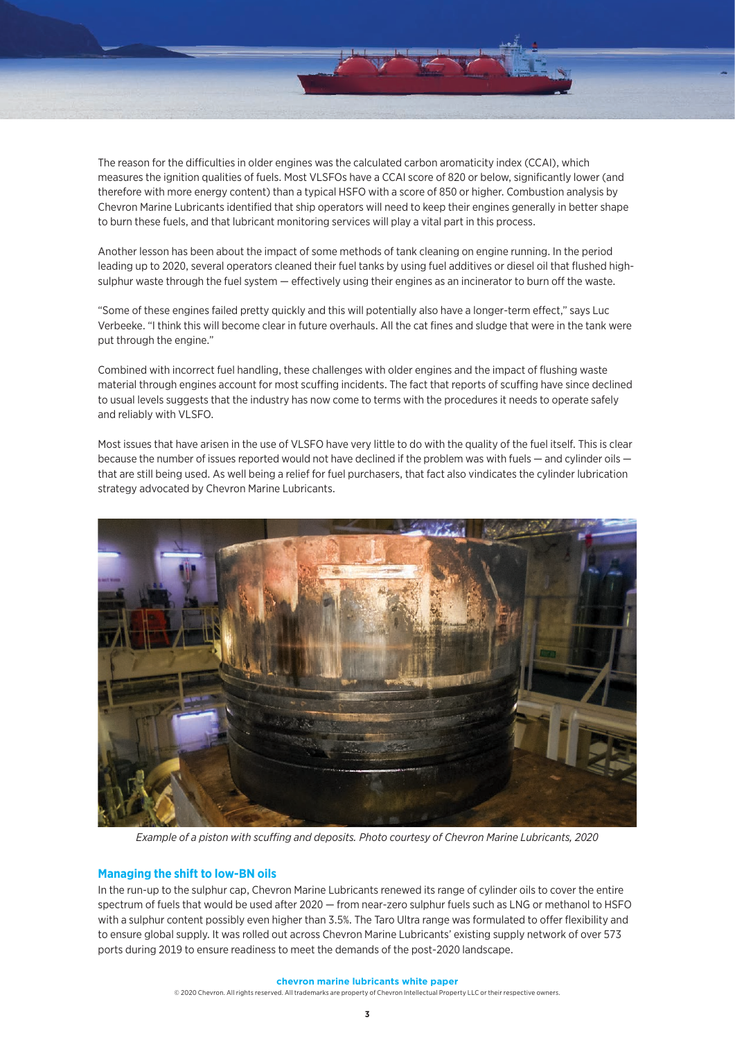The reason for the difficulties in older engines was the calculated carbon aromaticity index (CCAI), which measures the ignition qualities of fuels. Most VLSFOs have a CCAI score of 820 or below, significantly lower (and therefore with more energy content) than a typical HSFO with a score of 850 or higher. Combustion analysis by Chevron Marine Lubricants identified that ship operators will need to keep their engines generally in better shape to burn these fuels, and that lubricant monitoring services will play a vital part in this process.

Another lesson has been about the impact of some methods of tank cleaning on engine running. In the period leading up to 2020, several operators cleaned their fuel tanks by using fuel additives or diesel oil that flushed high-sulphur waste through the fuel system — effectively using their engines as an incinerator to burn off the waste.

"Some of these engines failed pretty quickly and this will potentially also have a longer-term effect," says Luc Verbeeke. "I think this will become clear in future overhauls. All the cat fines and sludge that were in the tank were put through the engine."

Combined with incorrect fuel handling, these challenges with older engines and the impact of flushing waste material through engines account for most scuffing incidents. The fact that reports of scuffing have since declined to usual levels suggests that the industry has now come to terms with the procedures it needs to operate safely and reliably with VLSFO.

Most issues that have arisen in the use of VLSFO have very little to do with the quality of the fuel itself. This is clear because the number of issues reported would not have declined if the problem was with fuels — and cylinder oils — that are still being used. As well being a relief for fuel purchasers, that fact also vindicates the cylinder lubrication strategy advocated by Chevron Marine Lubricants.

*Example of a piston with scuffing and deposits. Photo courtesy of Chevron Marine Lubricants, 2020*

### Managing the shift to low-BN oils

In the run-up to the sulphur cap, Chevron Marine Lubricants renewed its range of cylinder oils to cover the entire spectrum of fuels that would be used after 2020 — from near-zero sulphur fuels such as LNG or methanol to HSFO with a sulphur content possibly even higher than 3.5%. The Taro Ultra range was formulated to offer flexibility and to ensure global supply. It was rolled out across Chevron Marine Lubricants' existing supply network of over 573 ports during 2019 to ensure readiness to meet the demands of the post-2020 landscape.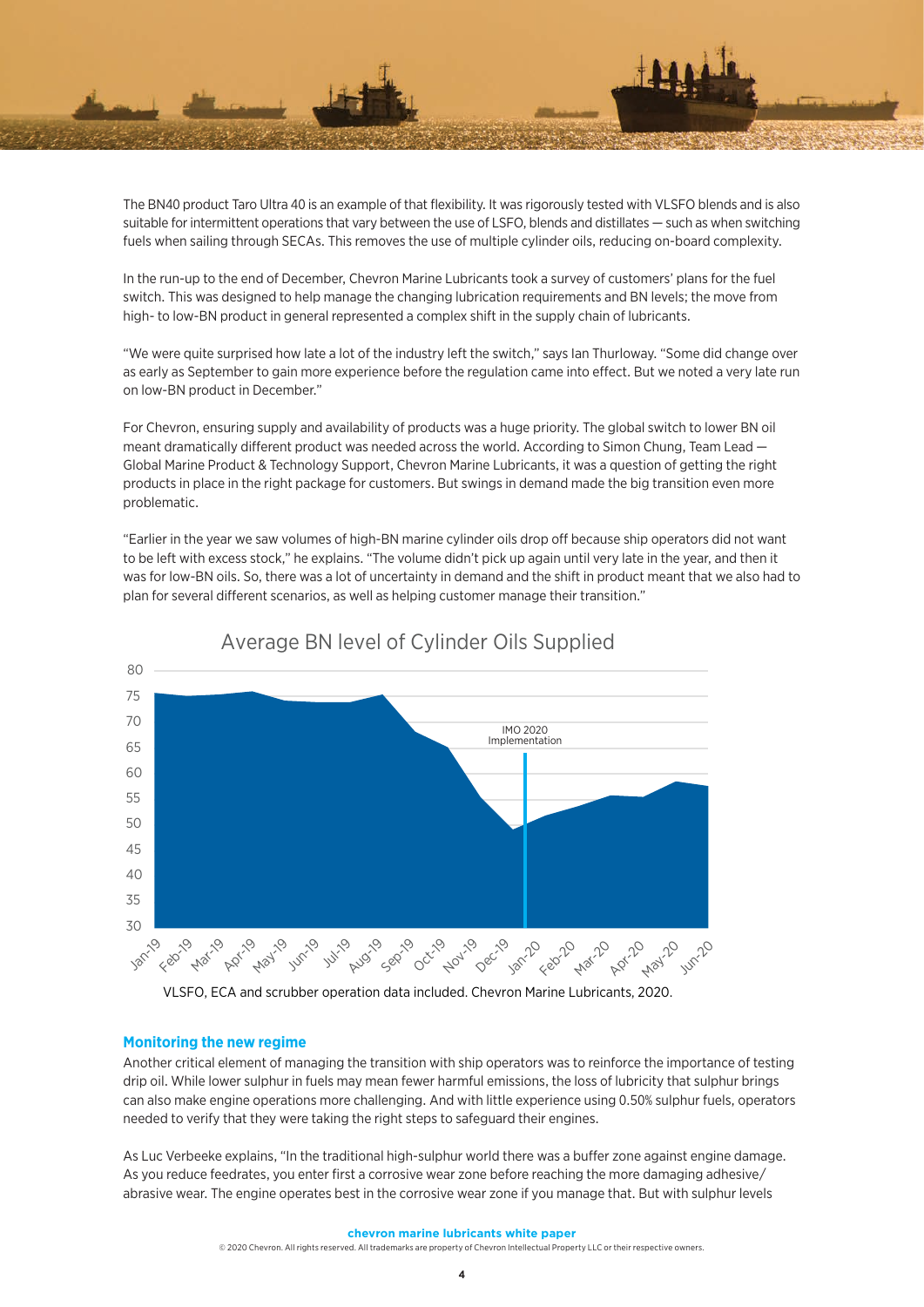The BN40 product Taro Ultra 40 is an example of that flexibility. It was rigorously tested with VLSFO blends and is also suitable for intermittent operations that vary between the use of LSFO, blends and distillates — such as when switching fuels when sailing through SECAs. This removes the use of multiple cylinder oils, reducing on-board complexity.

In the run-up to the end of December, Chevron Marine Lubricants took a survey of customers' plans for the fuel switch. This was designed to help manage the changing lubrication requirements and BN levels; the move from high- to low-BN product in general represented a complex shift in the supply chain of lubricants.

"We were quite surprised how late a lot of the industry left the switch," says Ian Thurloway. "Some did change over as early as September to gain more experience before the regulation came into effect. But we noted a very late run on low-BN product in December."

For Chevron, ensuring supply and availability of products was a huge priority. The global switch to lower BN oil meant dramatically different product was needed across the world. According to Simon Chung, Team Lead — Global Marine Product & Technology Support, Chevron Marine Lubricants, it was a question of getting the right products in place in the right package for customers. But swings in demand made the big transition even more problematic.

"Earlier in the year we saw volumes of high-BN marine cylinder oils drop off because ship operators did not want to be left with excess stock," he explains. "The volume didn't pick up again until very late in the year, and then it was for low-BN oils. So, there was a lot of uncertainty in demand and the shift in product meant that we also had to plan for several different scenarios, as well as helping customer manage their transition."

Average BN level of Cylinder Oils Supplied

VLSFO, ECA and scrubber operation data included. Chevron Marine Lubricants, 2020.

## Monitoring the new regime

Another critical element of managing the transition with ship operators was to reinforce the importance of testing drip oil. While lower sulphur in fuels may mean fewer harmful emissions, the loss of lubricity that sulphur brings can also make engine operations more challenging. And with little experience using 0.50% sulphur fuels, operators needed to verify that they were taking the right steps to safeguard their engines.

As Luc Verbeeke explains, "In the traditional high-sulphur world there was a buffer zone against engine damage. As you reduce feedrates, you enter first a corrosive wear zone before reaching the more damaging adhesive/abrasive wear. The engine operates best in the corrosive wear zone if you manage that. But with sulphur levels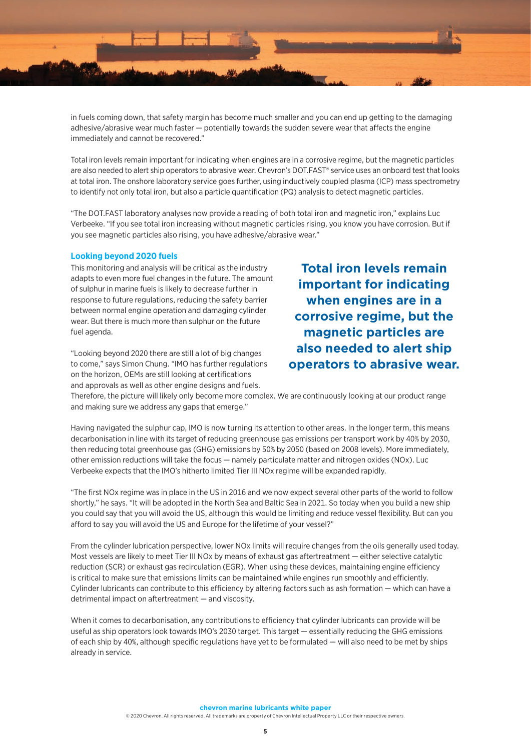in fuels coming down, that safety margin has become much smaller and you can end up getting to the damaging adhesive/abrasive wear much faster — potentially towards the sudden severe wear that affects the engine immediately and cannot be recovered."

Total iron levels remain important for indicating when engines are in a corrosive regime, but the magnetic particles are also needed to alert ship operators to abrasive wear. Chevron's DOT.FAST® service uses an onboard test that looks at total iron. The onshore laboratory service goes further, using inductively coupled plasma (ICP) mass spectrometry to identify not only total iron, but also a particle quantification (PQ) analysis to detect magnetic particles.

"The DOT.FAST laboratory analyses now provide a reading of both total iron and magnetic iron," explains Luc Verbeeke. "If you see total iron increasing without magnetic particles rising, you know you have corrosion. But if you see magnetic particles also rising, you have adhesive/abrasive wear."

### Looking beyond 2020 fuels

This monitoring and analysis will be critical as the industry adapts to even more fuel changes in the future. The amount of sulphur in marine fuels is likely to decrease further in response to future regulations, reducing the safety barrier between normal engine operation and damaging cylinder wear. But there is much more than sulphur on the future fuel agenda.

> **Total iron levels remain important for indicating when engines are in a corrosive regime, but the magnetic particles are also needed to alert ship operators to abrasive wear.**

"Looking beyond 2020 there are still a lot of big changes to come," says Simon Chung. "IMO has further regulations on the horizon, OEMs are still looking at certifications and approvals as well as other engine designs and fuels. Therefore, the picture will likely only become more complex. We are continuously looking at our product range and making sure we address any gaps that emerge."

Having navigated the sulphur cap, IMO is now turning its attention to other areas. In the longer term, this means decarbonisation in line with its target of reducing greenhouse gas emissions per transport work by 40% by 2030, then reducing total greenhouse gas (GHG) emissions by 50% by 2050 (based on 2008 levels). More immediately, other emission reductions will take the focus — namely particulate matter and nitrogen oxides (NOx). Luc Verbeeke expects that the IMO's hitherto limited Tier III NOx regime will be expanded rapidly.

"The first NOx regime was in place in the US in 2016 and we now expect several other parts of the world to follow shortly," he says. "It will be adopted in the North Sea and Baltic Sea in 2021. So today when you build a new ship you could say that you will avoid the US, although this would be limiting and reduce vessel flexibility. But can you afford to say you will avoid the US and Europe for the lifetime of your vessel?"

From the cylinder lubrication perspective, lower NOx limits will require changes from the oils generally used today. Most vessels are likely to meet Tier III NOx by means of exhaust gas aftertreatment — either selective catalytic reduction (SCR) or exhaust gas recirculation (EGR). When using these devices, maintaining engine efficiency is critical to make sure that emissions limits can be maintained while engines run smoothly and efficiently. Cylinder lubricants can contribute to this efficiency by altering factors such as ash formation — which can have a detrimental impact on aftertreatment — and viscosity.

When it comes to decarbonisation, any contributions to efficiency that cylinder lubricants can provide will be useful as ship operators look towards IMO's 2030 target. This target — essentially reducing the GHG emissions of each ship by 40%, although specific regulations have yet to be formulated — will also need to be met by ships already in service.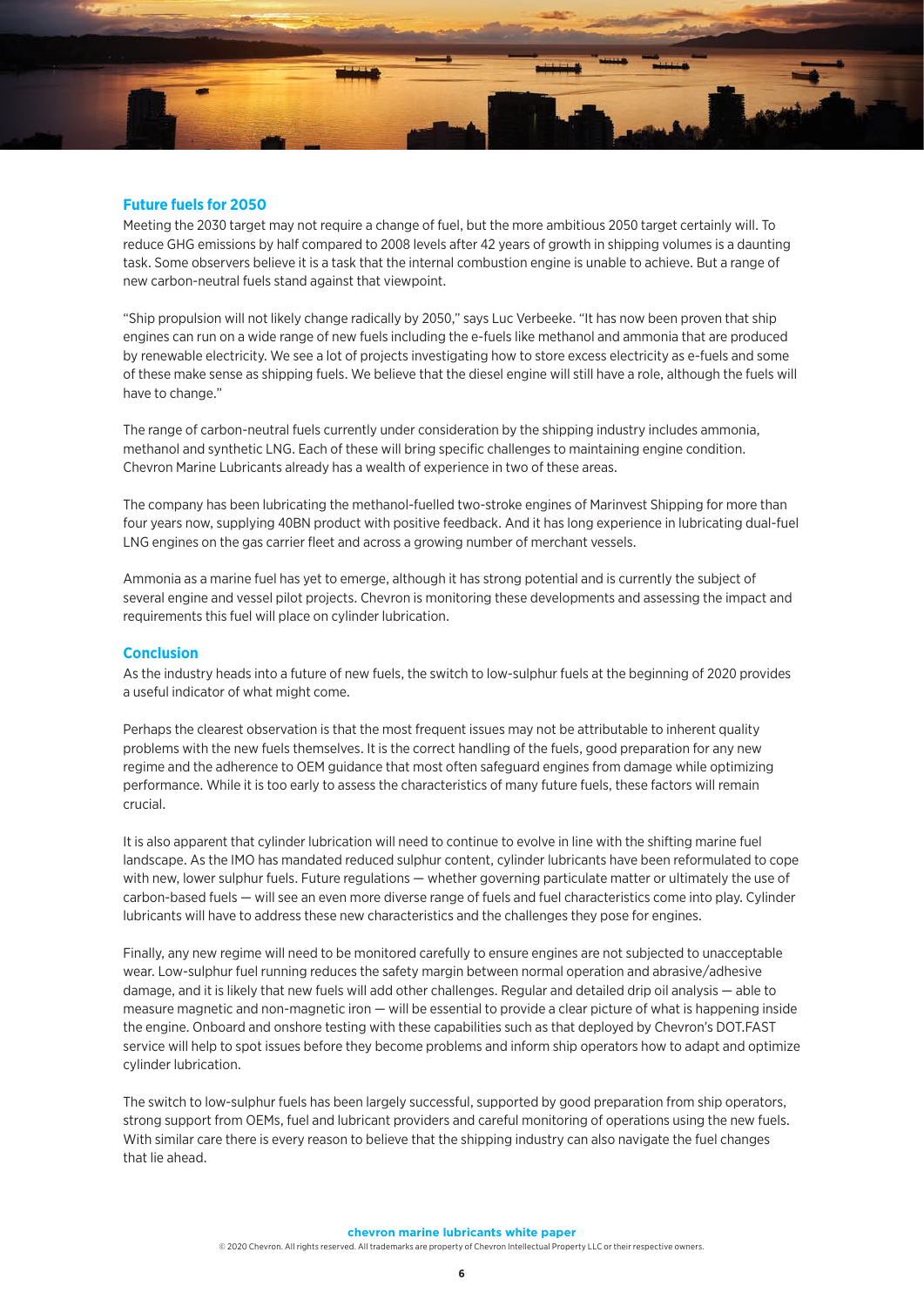## Future fuels for 2050

Meeting the 2030 target may not require a change of fuel, but the more ambitious 2050 target certainly will. To reduce GHG emissions by half compared to 2008 levels after 42 years of growth in shipping volumes is a daunting task. Some observers believe it is a task that the internal combustion engine is unable to achieve. But a range of new carbon-neutral fuels stand against that viewpoint.

"Ship propulsion will not likely change radically by 2050," says Luc Verbeeke. "It has now been proven that ship engines can run on a wide range of new fuels including the e-fuels like methanol and ammonia that are produced by renewable electricity. We see a lot of projects investigating how to store excess electricity as e-fuels and some of these make sense as shipping fuels. We believe that the diesel engine will still have a role, although the fuels will have to change."

The range of carbon-neutral fuels currently under consideration by the shipping industry includes ammonia, methanol and synthetic LNG. Each of these will bring specific challenges to maintaining engine condition. Chevron Marine Lubricants already has a wealth of experience in two of these areas.

The company has been lubricating the methanol-fuelled two-stroke engines of Marinvest Shipping for more than four years now, supplying 40BN product with positive feedback. And it has long experience in lubricating dual-fuel LNG engines on the gas carrier fleet and across a growing number of merchant vessels.

Ammonia as a marine fuel has yet to emerge, although it has strong potential and is currently the subject of several engine and vessel pilot projects. Chevron is monitoring these developments and assessing the impact and requirements this fuel will place on cylinder lubrication.

## Conclusion

As the industry heads into a future of new fuels, the switch to low-sulphur fuels at the beginning of 2020 provides a useful indicator of what might come.

Perhaps the clearest observation is that the most frequent issues may not be attributable to inherent quality problems with the new fuels themselves. It is the correct handling of the fuels, good preparation for any new regime and the adherence to OEM guidance that most often safeguard engines from damage while optimizing performance. While it is too early to assess the characteristics of many future fuels, these factors will remain crucial.

It is also apparent that cylinder lubrication will need to continue to evolve in line with the shifting marine fuel landscape. As the IMO has mandated reduced sulphur content, cylinder lubricants have been reformulated to cope with new, lower sulphur fuels. Future regulations — whether governing particulate matter or ultimately the use of carbon-based fuels — will see an even more diverse range of fuels and fuel characteristics come into play. Cylinder lubricants will have to address these new characteristics and the challenges they pose for engines.

Finally, any new regime will need to be monitored carefully to ensure engines are not subjected to unacceptable wear. Low-sulphur fuel running reduces the safety margin between normal operation and abrasive/adhesive damage, and it is likely that new fuels will add other challenges. Regular and detailed drip oil analysis — able to measure magnetic and non-magnetic iron — will be essential to provide a clear picture of what is happening inside the engine. Onboard and onshore testing with these capabilities such as that deployed by Chevron's DOT.FAST service will help to spot issues before they become problems and inform ship operators how to adapt and optimize cylinder lubrication.

The switch to low-sulphur fuels has been largely successful, supported by good preparation from ship operators, strong support from OEMs, fuel and lubricant providers and careful monitoring of operations using the new fuels. With similar care there is every reason to believe that the shipping industry can also navigate the fuel changes that lie ahead.

© 2020 Chevron. All rights reserved. All trademarks are property of Chevron Intellectual Property LLC or their respective owners.